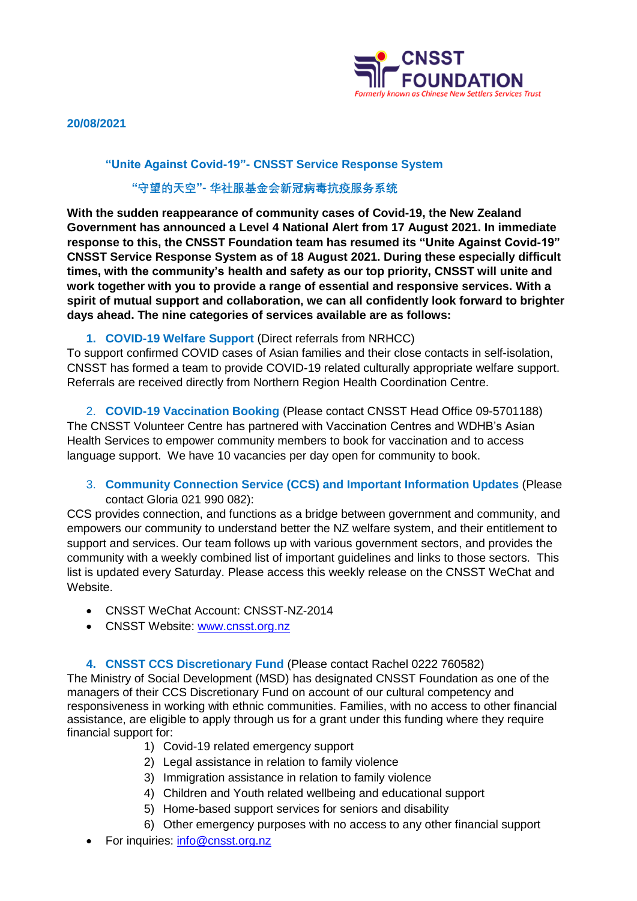**CNSST FOUNDATION**
*Formerly known as Chinese New Settlers Services Trust*

**20/08/2021**

## "Unite Against Covid-19"- CNSST Service Response System

## "守望的天空"- 华社服基金会新冠病毒抗疫服务系统

**With the sudden reappearance of community cases of Covid-19, the New Zealand Government has announced a Level 4 National Alert from 17 August 2021. In immediate response to this, the CNSST Foundation team has resumed its "Unite Against Covid-19" CNSST Service Response System as of 18 August 2021. During these especially difficult times, with the community's health and safety as our top priority, CNSST will unite and work together with you to provide a range of essential and responsive services. With a spirit of mutual support and collaboration, we can all confidently look forward to brighter days ahead. The nine categories of services available are as follows:**

1. **COVID-19 Welfare Support** (Direct referrals from NRHCC)

To support confirmed COVID cases of Asian families and their close contacts in self-isolation, CNSST has formed a team to provide COVID-19 related culturally appropriate welfare support. Referrals are received directly from Northern Region Health Coordination Centre.

2. **COVID-19 Vaccination Booking** (Please contact CNSST Head Office 09-5701188)

The CNSST Volunteer Centre has partnered with Vaccination Centres and WDHB's Asian Health Services to empower community members to book for vaccination and to access language support. We have 10 vacancies per day open for community to book.

3. **Community Connection Service (CCS) and Important Information Updates** (Please contact Gloria 021 990 082):

CCS provides connection, and functions as a bridge between government and community, and empowers our community to understand better the NZ welfare system, and their entitlement to support and services. Our team follows up with various government sectors, and provides the community with a weekly combined list of important guidelines and links to those sectors. This list is updated every Saturday. Please access this weekly release on the CNSST WeChat and Website.

- CNSST WeChat Account: CNSST-NZ-2014
- CNSST Website: www.cnsst.org.nz

4. **CNSST CCS Discretionary Fund** (Please contact Rachel 0222 760582)

The Ministry of Social Development (MSD) has designated CNSST Foundation as one of the managers of their CCS Discretionary Fund on account of our cultural competency and responsiveness in working with ethnic communities. Families, with no access to other financial assistance, are eligible to apply through us for a grant under this funding where they require financial support for:

1) Covid-19 related emergency support
2) Legal assistance in relation to family violence
3) Immigration assistance in relation to family violence
4) Children and Youth related wellbeing and educational support
5) Home-based support services for seniors and disability
6) Other emergency purposes with no access to any other financial support

- For inquiries: info@cnsst.org.nz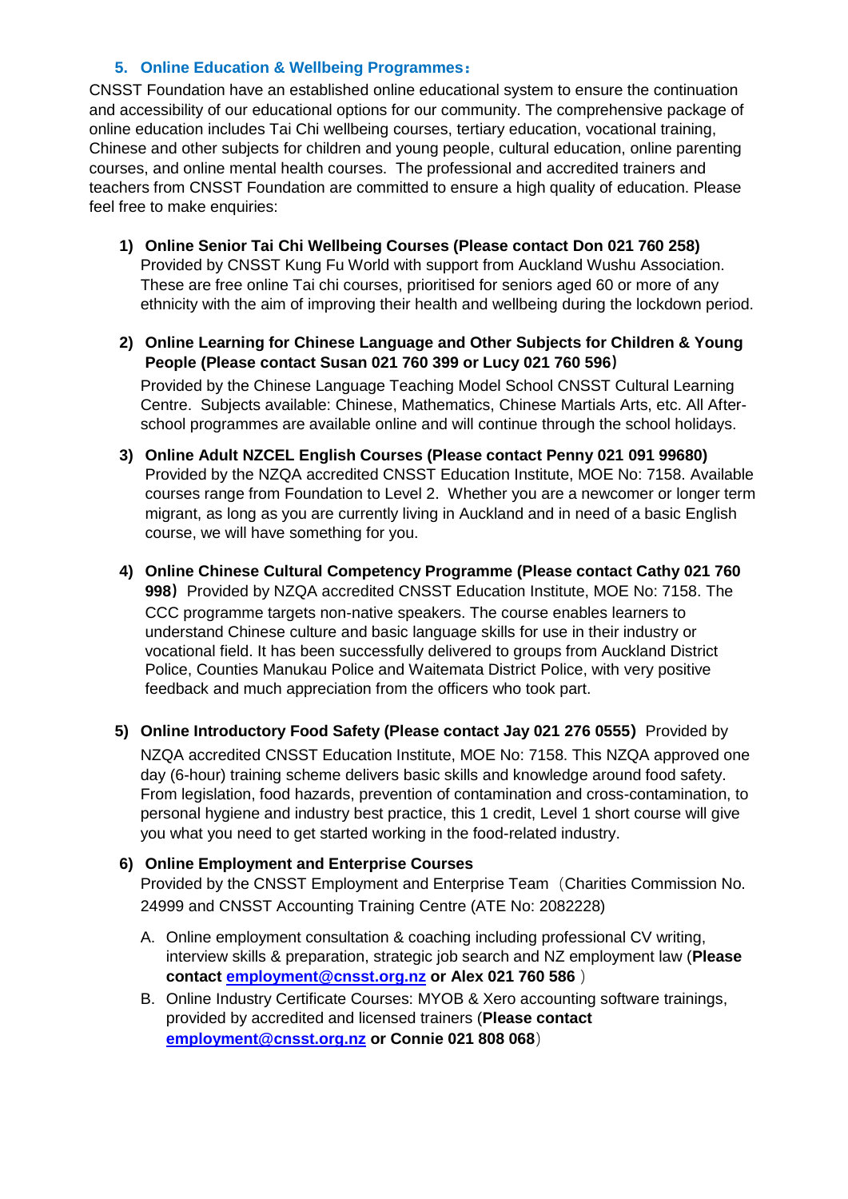## 5. Online Education & Wellbeing Programmes：

CNSST Foundation have an established online educational system to ensure the continuation and accessibility of our educational options for our community. The comprehensive package of online education includes Tai Chi wellbeing courses, tertiary education, vocational training, Chinese and other subjects for children and young people, cultural education, online parenting courses, and online mental health courses. The professional and accredited trainers and teachers from CNSST Foundation are committed to ensure a high quality of education. Please feel free to make enquiries:

1) **Online Senior Tai Chi Wellbeing Courses (Please contact Don 021 760 258)**
   Provided by CNSST Kung Fu World with support from Auckland Wushu Association. These are free online Tai chi courses, prioritised for seniors aged 60 or more of any ethnicity with the aim of improving their health and wellbeing during the lockdown period.

2) **Online Learning for Chinese Language and Other Subjects for Children & Young People (Please contact Susan 021 760 399 or Lucy 021 760 596）**
   Provided by the Chinese Language Teaching Model School CNSST Cultural Learning Centre. Subjects available: Chinese, Mathematics, Chinese Martials Arts, etc. All After-school programmes are available online and will continue through the school holidays.

3) **Online Adult NZCEL English Courses (Please contact Penny 021 091 99680)**
   Provided by the NZQA accredited CNSST Education Institute, MOE No: 7158. Available courses range from Foundation to Level 2. Whether you are a newcomer or longer term migrant, as long as you are currently living in Auckland and in need of a basic English course, we will have something for you.

4) **Online Chinese Cultural Competency Programme (Please contact Cathy 021 760 998）** Provided by NZQA accredited CNSST Education Institute, MOE No: 7158. The CCC programme targets non-native speakers. The course enables learners to understand Chinese culture and basic language skills for use in their industry or vocational field. It has been successfully delivered to groups from Auckland District Police, Counties Manukau Police and Waitemata District Police, with very positive feedback and much appreciation from the officers who took part.

5) **Online Introductory Food Safety (Please contact Jay 021 276 0555）** Provided by NZQA accredited CNSST Education Institute, MOE No: 7158. This NZQA approved one day (6-hour) training scheme delivers basic skills and knowledge around food safety. From legislation, food hazards, prevention of contamination and cross-contamination, to personal hygiene and industry best practice, this 1 credit, Level 1 short course will give you what you need to get started working in the food-related industry.

6) **Online Employment and Enterprise Courses**
   Provided by the CNSST Employment and Enterprise Team（Charities Commission No. 24999 and CNSST Accounting Training Centre (ATE No: 2082228)

   A. Online employment consultation & coaching including professional CV writing, interview skills & preparation, strategic job search and NZ employment law (**Please contact employment@cnsst.org.nz or Alex 021 760 586** )
   B. Online Industry Certificate Courses: MYOB & Xero accounting software trainings, provided by accredited and licensed trainers (**Please contact employment@cnsst.org.nz or Connie 021 808 068**)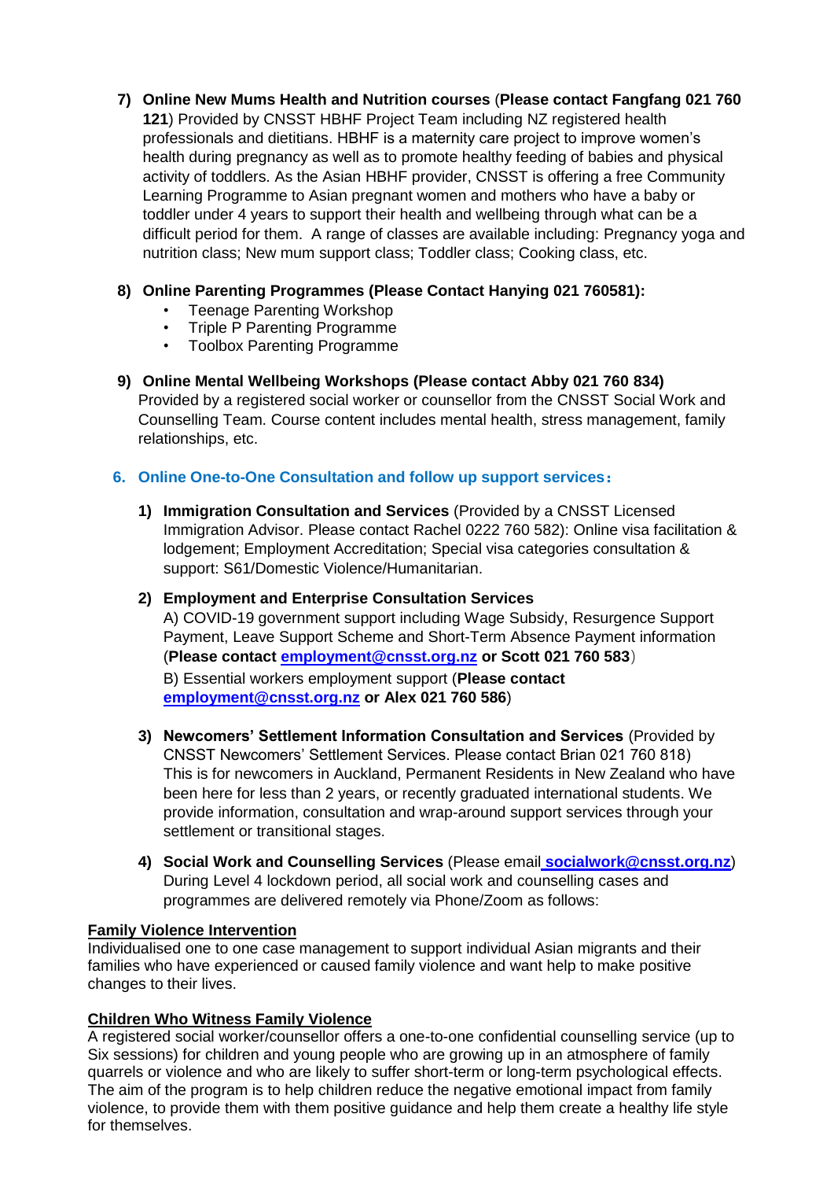7) **Online New Mums Health and Nutrition courses** (**Please contact Fangfang 021 760 121**) Provided by CNSST HBHF Project Team including NZ registered health professionals and dietitians. HBHF is a maternity care project to improve women's health during pregnancy as well as to promote healthy feeding of babies and physical activity of toddlers. As the Asian HBHF provider, CNSST is offering a free Community Learning Programme to Asian pregnant women and mothers who have a baby or toddler under 4 years to support their health and wellbeing through what can be a difficult period for them. A range of classes are available including: Pregnancy yoga and nutrition class; New mum support class; Toddler class; Cooking class, etc.

8) **Online Parenting Programmes (Please Contact Hanying 021 760581):**
   - Teenage Parenting Workshop
   - Triple P Parenting Programme
   - Toolbox Parenting Programme

9) **Online Mental Wellbeing Workshops (Please contact Abby 021 760 834)**
   Provided by a registered social worker or counsellor from the CNSST Social Work and Counselling Team. Course content includes mental health, stress management, family relationships, etc.

## 6. Online One-to-One Consultation and follow up support services：

1) **Immigration Consultation and Services** (Provided by a CNSST Licensed Immigration Advisor. Please contact Rachel 0222 760 582): Online visa facilitation & lodgement; Employment Accreditation; Special visa categories consultation & support: S61/Domestic Violence/Humanitarian.

2) **Employment and Enterprise Consultation Services**
   A) COVID-19 government support including Wage Subsidy, Resurgence Support Payment, Leave Support Scheme and Short-Term Absence Payment information (**Please contact employment@cnsst.org.nz or Scott 021 760 583**)
   B) Essential workers employment support (**Please contact employment@cnsst.org.nz or Alex 021 760 586**)

3) **Newcomers' Settlement Information Consultation and Services** (Provided by CNSST Newcomers' Settlement Services. Please contact Brian 021 760 818) This is for newcomers in Auckland, Permanent Residents in New Zealand who have been here for less than 2 years, or recently graduated international students. We provide information, consultation and wrap-around support services through your settlement or transitional stages.

4) **Social Work and Counselling Services** (Please email **socialwork@cnsst.org.nz**) During Level 4 lockdown period, all social work and counselling cases and programmes are delivered remotely via Phone/Zoom as follows:

**Family Violence Intervention**
Individualised one to one case management to support individual Asian migrants and their families who have experienced or caused family violence and want help to make positive changes to their lives.

**Children Who Witness Family Violence**
A registered social worker/counsellor offers a one-to-one confidential counselling service (up to Six sessions) for children and young people who are growing up in an atmosphere of family quarrels or violence and who are likely to suffer short-term or long-term psychological effects. The aim of the program is to help children reduce the negative emotional impact from family violence, to provide them with them positive guidance and help them create a healthy life style for themselves.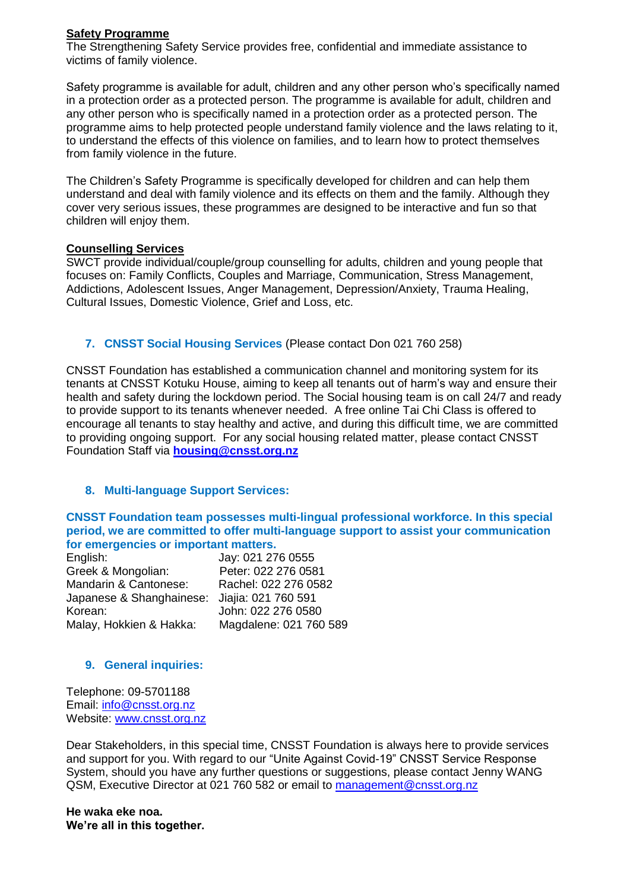**Safety Programme**

The Strengthening Safety Service provides free, confidential and immediate assistance to victims of family violence.

Safety programme is available for adult, children and any other person who's specifically named in a protection order as a protected person. The programme is available for adult, children and any other person who is specifically named in a protection order as a protected person. The programme aims to help protected people understand family violence and the laws relating to it, to understand the effects of this violence on families, and to learn how to protect themselves from family violence in the future.

The Children's Safety Programme is specifically developed for children and can help them understand and deal with family violence and its effects on them and the family. Although they cover very serious issues, these programmes are designed to be interactive and fun so that children will enjoy them.

**Counselling Services**

SWCT provide individual/couple/group counselling for adults, children and young people that focuses on: Family Conflicts, Couples and Marriage, Communication, Stress Management, Addictions, Adolescent Issues, Anger Management, Depression/Anxiety, Trauma Healing, Cultural Issues, Domestic Violence, Grief and Loss, etc.

## 7. CNSST Social Housing Services (Please contact Don 021 760 258)

CNSST Foundation has established a communication channel and monitoring system for its tenants at CNSST Kotuku House, aiming to keep all tenants out of harm's way and ensure their health and safety during the lockdown period. The Social housing team is on call 24/7 and ready to provide support to its tenants whenever needed. A free online Tai Chi Class is offered to encourage all tenants to stay healthy and active, and during this difficult time, we are committed to providing ongoing support. For any social housing related matter, please contact CNSST Foundation Staff via **housing@cnsst.org.nz**

## 8. Multi-language Support Services:

**CNSST Foundation team possesses multi-lingual professional workforce. In this special period, we are committed to offer multi-language support to assist your communication for emergencies or important matters.**

| | |
|---|---|
| English: | Jay: 021 276 0555 |
| Greek & Mongolian: | Peter: 022 276 0581 |
| Mandarin & Cantonese: | Rachel: 022 276 0582 |
| Japanese & Shanghainese: | Jiajia: 021 760 591 |
| Korean: | John: 022 276 0580 |
| Malay, Hokkien & Hakka: | Magdalene: 021 760 589 |

## 9. General inquiries:

Telephone: 09-5701188
Email: info@cnsst.org.nz
Website: www.cnsst.org.nz

Dear Stakeholders, in this special time, CNSST Foundation is always here to provide services and support for you. With regard to our "Unite Against Covid-19" CNSST Service Response System, should you have any further questions or suggestions, please contact Jenny WANG QSM, Executive Director at 021 760 582 or email to management@cnsst.org.nz

**He waka eke noa.**
**We're all in this together.**